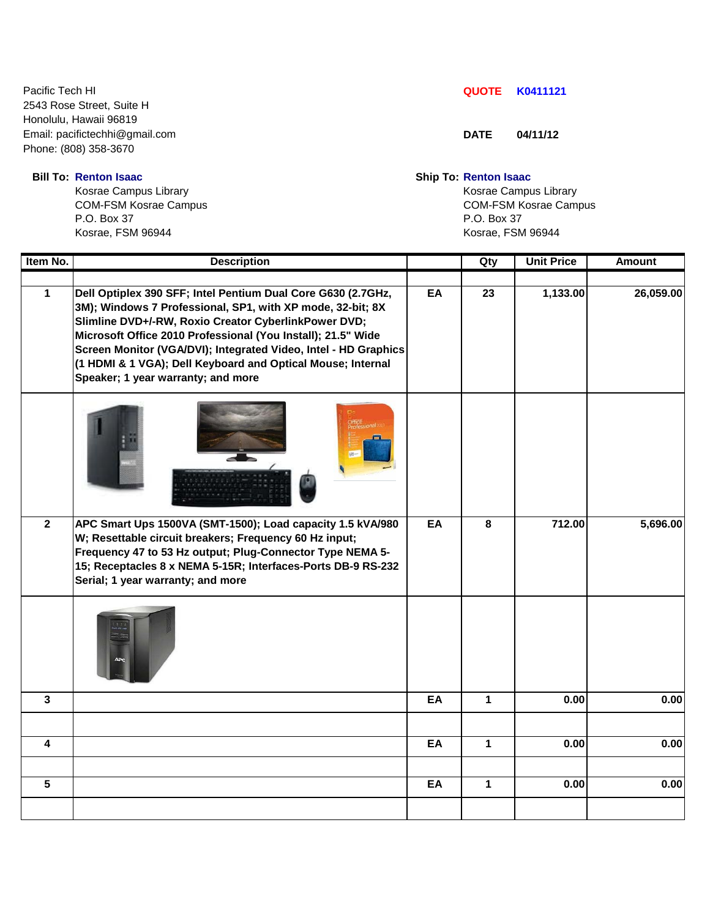Pacific Tech HI
2543 Rose Street, Suite H
Honolulu, Hawaii 96819
Email: pacifictechhi@gmail.com
Phone: (808) 358-3670

**QUOTE** **K0411121**

**DATE** **04/11/12**

**Bill To:** **Renton Isaac**
Kosrae Campus Library
COM-FSM Kosrae Campus
P.O. Box 37
Kosrae, FSM 96944

**Ship To:** **Renton Isaac**
Kosrae Campus Library
COM-FSM Kosrae Campus
P.O. Box 37
Kosrae, FSM 96944

| Item No. | Description | | Qty | Unit Price | Amount |
|---|---|---|---|---|---|
| 1 | Dell Optiplex 390 SFF; Intel Pentium Dual Core G630 (2.7GHz, 3M); Windows 7 Professional, SP1, with XP mode, 32-bit; 8X Slimline DVD+/-RW, Roxio Creator CyberlinkPower DVD; Microsoft Office 2010 Professional (You Install); 21.5" Wide Screen Monitor (VGA/DVI); Integrated Video, Intel - HD Graphics (1 HDMI & 1 VGA); Dell Keyboard and Optical Mouse; Internal Speaker; 1 year warranty; and more | EA | 23 | 1,133.00 | 26,059.00 |
| 2 | APC Smart Ups 1500VA (SMT-1500); Load capacity 1.5 kVA/980 W; Resettable circuit breakers; Frequency 60 Hz input; Frequency 47 to 53 Hz output; Plug-Connector Type NEMA 5-15; Receptacles 8 x NEMA 5-15R; Interfaces-Ports DB-9 RS-232 Serial; 1 year warranty; and more | EA | 8 | 712.00 | 5,696.00 |
| 3 | | EA | 1 | 0.00 | 0.00 |
| 4 | | EA | 1 | 0.00 | 0.00 |
| 5 | | EA | 1 | 0.00 | 0.00 |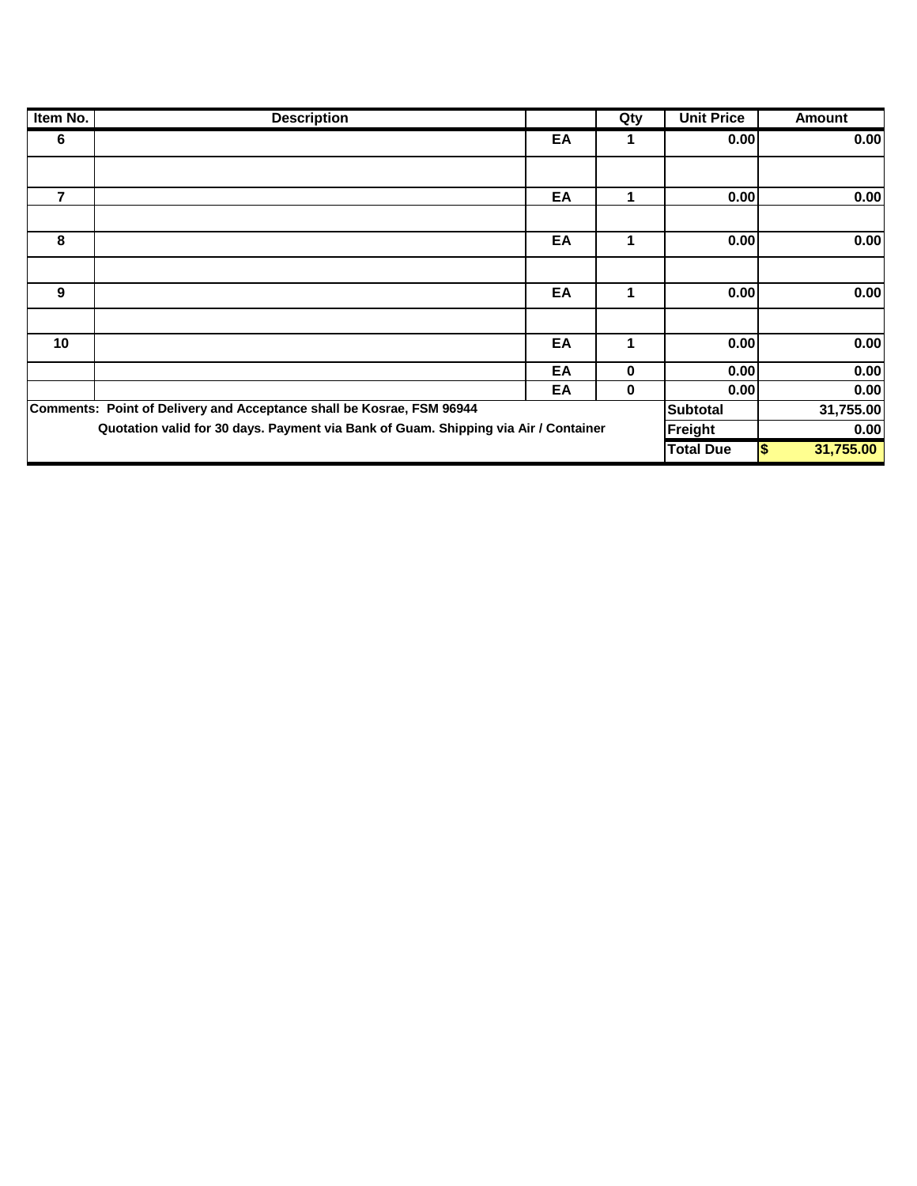| Item No. | Description | | Qty | Unit Price | Amount |
|---|---|---|---|---|---|
| 6 | | EA | 1 | 0.00 | 0.00 |
| | | | | | |
| 7 | | EA | 1 | 0.00 | 0.00 |
| | | | | | |
| 8 | | EA | 1 | 0.00 | 0.00 |
| | | | | | |
| 9 | | EA | 1 | 0.00 | 0.00 |
| | | | | | |
| 10 | | EA | 1 | 0.00 | 0.00 |
| | | EA | 0 | 0.00 | 0.00 |
| | | EA | 0 | 0.00 | 0.00 |
| Comments: Point of Delivery and Acceptance shall be Kosrae, FSM 96944 | | | | Subtotal | 31,755.00 |
| Quotation valid for 30 days. Payment via Bank of Guam. Shipping via Air / Container | | | | Freight | 0.00 |
| | | | | Total Due | $ 31,755.00 |